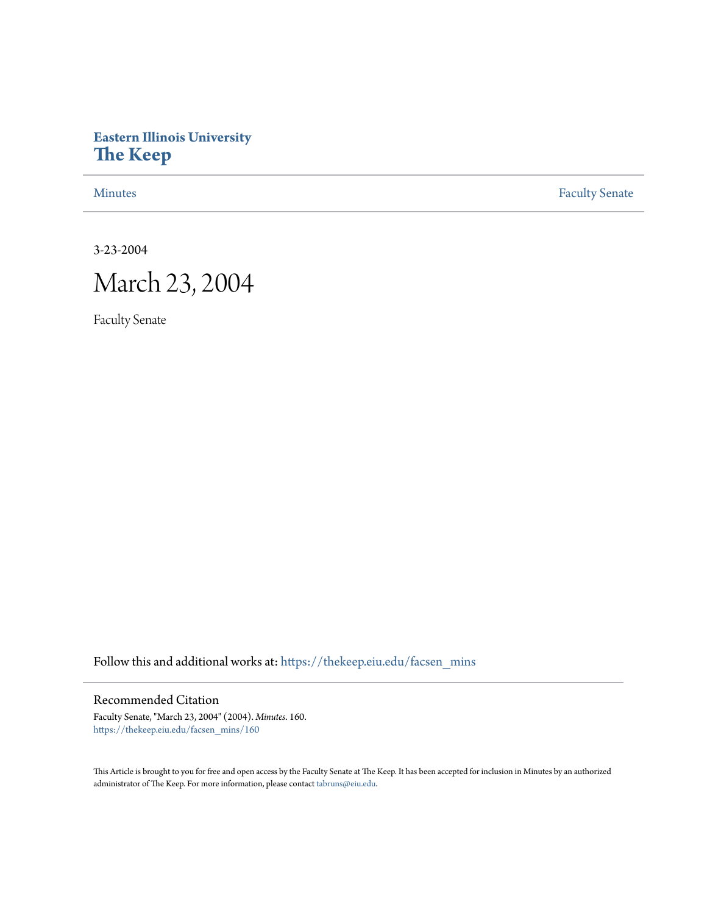Eastern Illinois University
# The Keep

Minutes | Faculty Senate

3-23-2004

# March 23, 2004

Faculty Senate

Follow this and additional works at: https://thekeep.eiu.edu/facsen_mins

## Recommended Citation

Faculty Senate, "March 23, 2004" (2004). *Minutes*. 160.
https://thekeep.eiu.edu/facsen_mins/160

This Article is brought to you for free and open access by the Faculty Senate at The Keep. It has been accepted for inclusion in Minutes by an authorized administrator of The Keep. For more information, please contact tabruns@eiu.edu.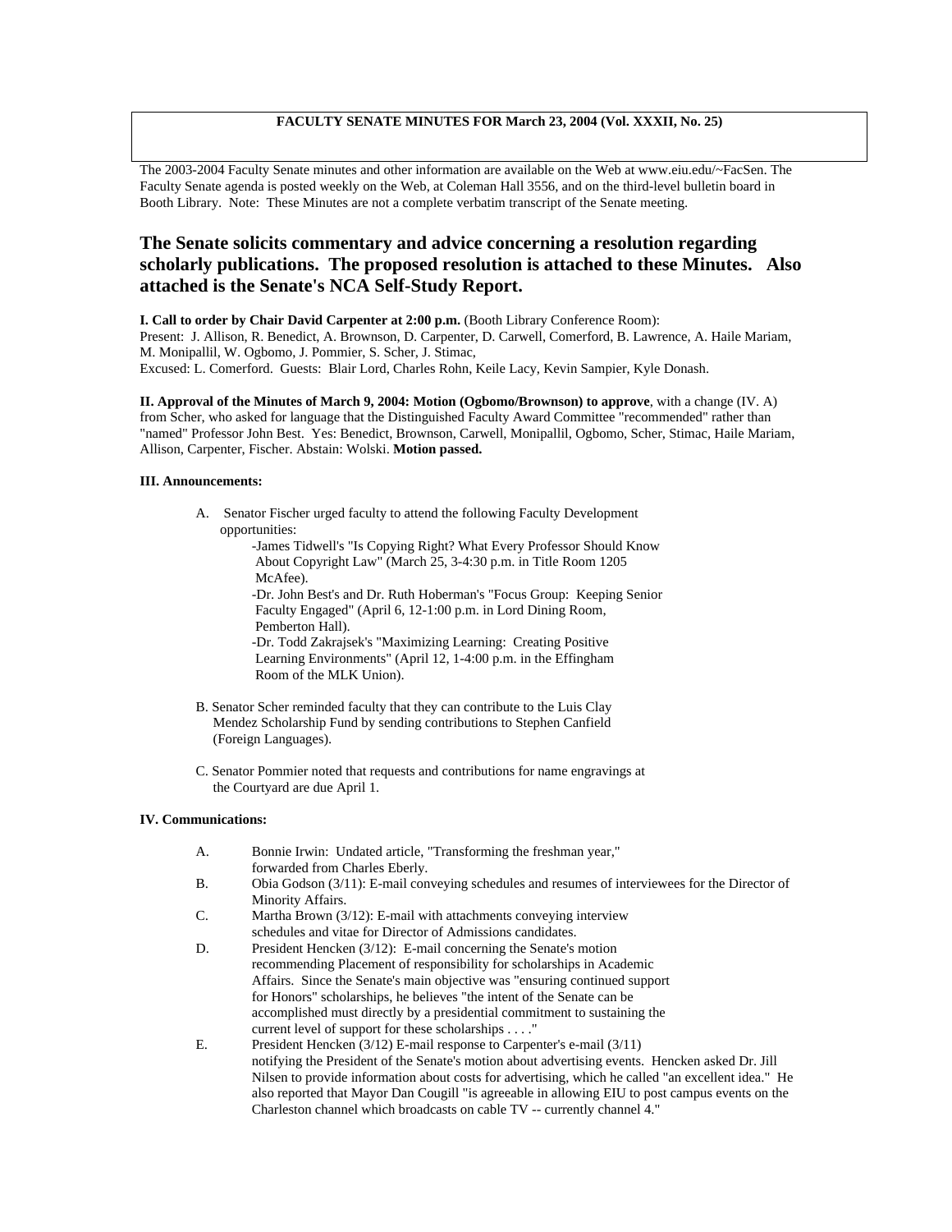**FACULTY SENATE MINUTES FOR March 23, 2004 (Vol. XXXII, No. 25)**

The 2003-2004 Faculty Senate minutes and other information are available on the Web at www.eiu.edu/~FacSen. The Faculty Senate agenda is posted weekly on the Web, at Coleman Hall 3556, and on the third-level bulletin board in Booth Library. Note: These Minutes are not a complete verbatim transcript of the Senate meeting.

## The Senate solicits commentary and advice concerning a resolution regarding scholarly publications. The proposed resolution is attached to these Minutes. Also attached is the Senate's NCA Self-Study Report.

**I. Call to order by Chair David Carpenter at 2:00 p.m.** (Booth Library Conference Room):
Present: J. Allison, R. Benedict, A. Brownson, D. Carpenter, D. Carwell, Comerford, B. Lawrence, A. Haile Mariam, M. Monipallil, W. Ogbomo, J. Pommier, S. Scher, J. Stimac,
Excused: L. Comerford. Guests: Blair Lord, Charles Rohn, Keile Lacy, Kevin Sampier, Kyle Donash.

**II. Approval of the Minutes of March 9, 2004: Motion (Ogbomo/Brownson) to approve**, with a change (IV. A) from Scher, who asked for language that the Distinguished Faculty Award Committee "recommended" rather than "named" Professor John Best. Yes: Benedict, Brownson, Carwell, Monipallil, Ogbomo, Scher, Stimac, Haile Mariam, Allison, Carpenter, Fischer. Abstain: Wolski. **Motion passed.**

**III. Announcements:**

A. Senator Fischer urged faculty to attend the following Faculty Development opportunities:
   - -James Tidwell's "Is Copying Right? What Every Professor Should Know About Copyright Law" (March 25, 3-4:30 p.m. in Title Room 1205 McAfee).
   - -Dr. John Best's and Dr. Ruth Hoberman's "Focus Group: Keeping Senior Faculty Engaged" (April 6, 12-1:00 p.m. in Lord Dining Room, Pemberton Hall).
   - -Dr. Todd Zakrajsek's "Maximizing Learning: Creating Positive Learning Environments" (April 12, 1-4:00 p.m. in the Effingham Room of the MLK Union).

B. Senator Scher reminded faculty that they can contribute to the Luis Clay Mendez Scholarship Fund by sending contributions to Stephen Canfield (Foreign Languages).

C. Senator Pommier noted that requests and contributions for name engravings at the Courtyard are due April 1.

**IV. Communications:**

A. Bonnie Irwin: Undated article, "Transforming the freshman year," forwarded from Charles Eberly.

B. Obia Godson (3/11): E-mail conveying schedules and resumes of interviewees for the Director of Minority Affairs.

C. Martha Brown (3/12): E-mail with attachments conveying interview schedules and vitae for Director of Admissions candidates.

D. President Hencken (3/12): E-mail concerning the Senate's motion recommending Placement of responsibility for scholarships in Academic Affairs. Since the Senate's main objective was "ensuring continued support for Honors" scholarships, he believes "the intent of the Senate can be accomplished must directly by a presidential commitment to sustaining the current level of support for these scholarships . . . ."

E. President Hencken (3/12) E-mail response to Carpenter's e-mail (3/11) notifying the President of the Senate's motion about advertising events. Hencken asked Dr. Jill Nilsen to provide information about costs for advertising, which he called "an excellent idea." He also reported that Mayor Dan Cougill "is agreeable in allowing EIU to post campus events on the Charleston channel which broadcasts on cable TV -- currently channel 4."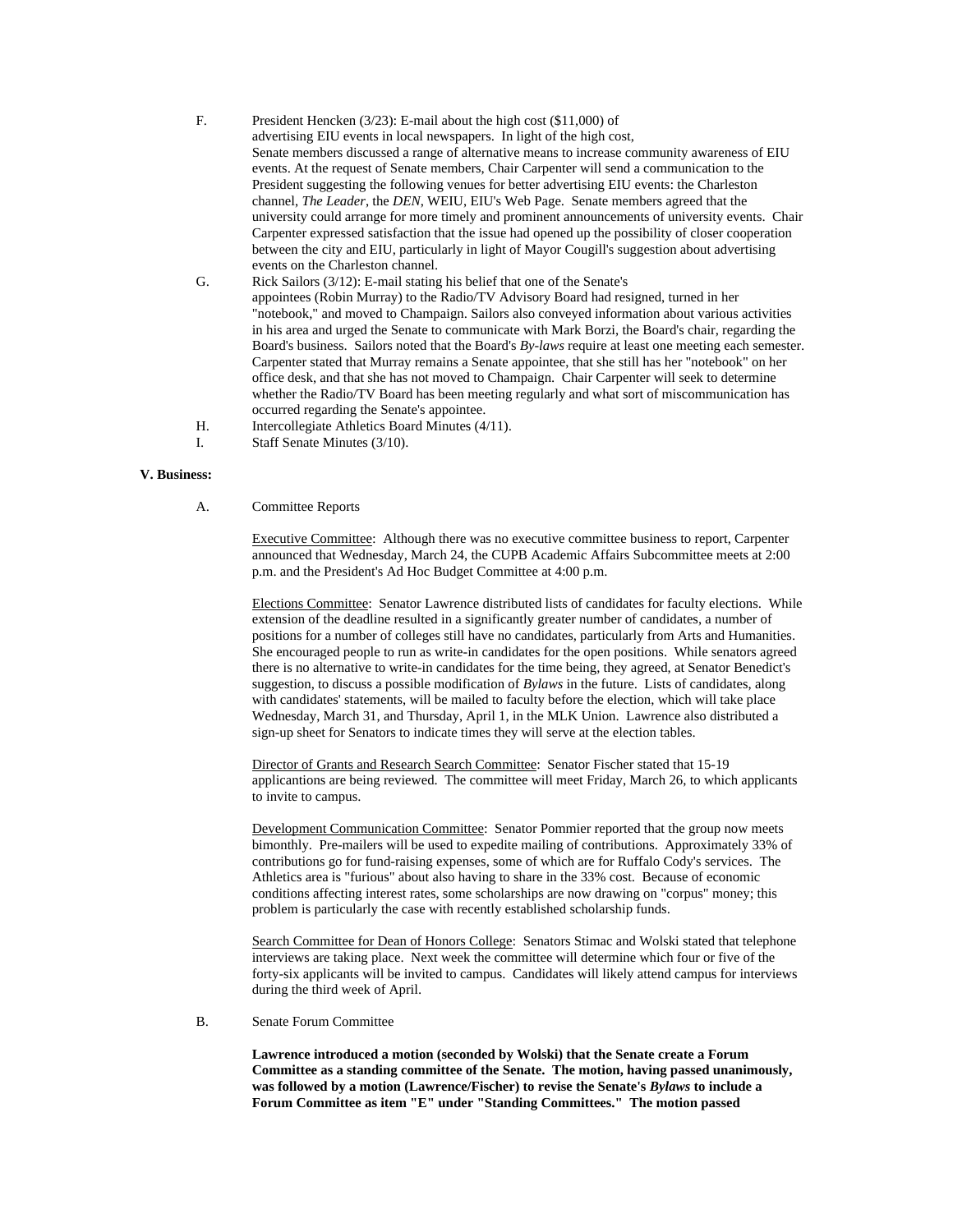F. President Hencken (3/23): E-mail about the high cost ($11,000) of advertising EIU events in local newspapers. In light of the high cost, Senate members discussed a range of alternative means to increase community awareness of EIU events. At the request of Senate members, Chair Carpenter will send a communication to the President suggesting the following venues for better advertising EIU events: the Charleston channel, *The Leader*, the *DEN*, WEIU, EIU's Web Page. Senate members agreed that the university could arrange for more timely and prominent announcements of university events. Chair Carpenter expressed satisfaction that the issue had opened up the possibility of closer cooperation between the city and EIU, particularly in light of Mayor Cougill's suggestion about advertising events on the Charleston channel.

G. Rick Sailors (3/12): E-mail stating his belief that one of the Senate's appointees (Robin Murray) to the Radio/TV Advisory Board had resigned, turned in her "notebook," and moved to Champaign. Sailors also conveyed information about various activities in his area and urged the Senate to communicate with Mark Borzi, the Board's chair, regarding the Board's business. Sailors noted that the Board's *By-laws* require at least one meeting each semester. Carpenter stated that Murray remains a Senate appointee, that she still has her "notebook" on her office desk, and that she has not moved to Champaign. Chair Carpenter will seek to determine whether the Radio/TV Board has been meeting regularly and what sort of miscommunication has occurred regarding the Senate's appointee.

H. Intercollegiate Athletics Board Minutes (4/11).

I. Staff Senate Minutes (3/10).

**V. Business:**

A. Committee Reports

<u>Executive Committee</u>: Although there was no executive committee business to report, Carpenter announced that Wednesday, March 24, the CUPB Academic Affairs Subcommittee meets at 2:00 p.m. and the President's Ad Hoc Budget Committee at 4:00 p.m.

<u>Elections Committee</u>: Senator Lawrence distributed lists of candidates for faculty elections. While extension of the deadline resulted in a significantly greater number of candidates, a number of positions for a number of colleges still have no candidates, particularly from Arts and Humanities. She encouraged people to run as write-in candidates for the open positions. While senators agreed there is no alternative to write-in candidates for the time being, they agreed, at Senator Benedict's suggestion, to discuss a possible modification of *Bylaws* in the future. Lists of candidates, along with candidates' statements, will be mailed to faculty before the election, which will take place Wednesday, March 31, and Thursday, April 1, in the MLK Union. Lawrence also distributed a sign-up sheet for Senators to indicate times they will serve at the election tables.

<u>Director of Grants and Research Search Committee</u>: Senator Fischer stated that 15-19 applicantions are being reviewed. The committee will meet Friday, March 26, to which applicants to invite to campus.

<u>Development Communication Committee</u>: Senator Pommier reported that the group now meets bimonthly. Pre-mailers will be used to expedite mailing of contributions. Approximately 33% of contributions go for fund-raising expenses, some of which are for Ruffalo Cody's services. The Athletics area is "furious" about also having to share in the 33% cost. Because of economic conditions affecting interest rates, some scholarships are now drawing on "corpus" money; this problem is particularly the case with recently established scholarship funds.

<u>Search Committee for Dean of Honors College</u>: Senators Stimac and Wolski stated that telephone interviews are taking place. Next week the committee will determine which four or five of the forty-six applicants will be invited to campus. Candidates will likely attend campus for interviews during the third week of April.

B. Senate Forum Committee

**Lawrence introduced a motion (seconded by Wolski) that the Senate create a Forum Committee as a standing committee of the Senate. The motion, having passed unanimously, was followed by a motion (Lawrence/Fischer) to revise the Senate's *Bylaws* to include a Forum Committee as item "E" under "Standing Committees." The motion passed**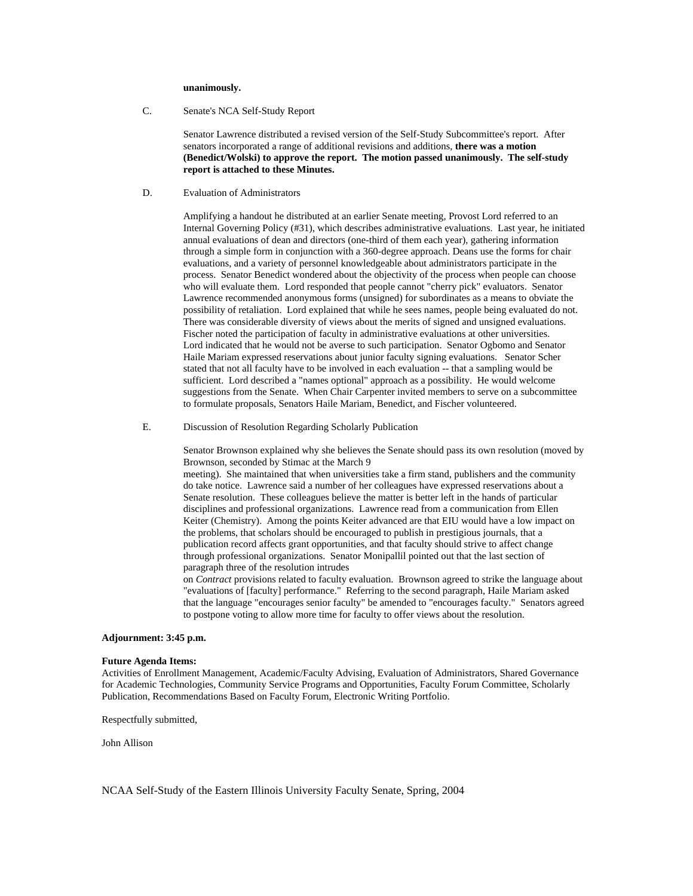**unanimously.**

C. Senate's NCA Self-Study Report

Senator Lawrence distributed a revised version of the Self-Study Subcommittee's report. After senators incorporated a range of additional revisions and additions, **there was a motion (Benedict/Wolski) to approve the report. The motion passed unanimously. The self-study report is attached to these Minutes.**

D. Evaluation of Administrators

Amplifying a handout he distributed at an earlier Senate meeting, Provost Lord referred to an Internal Governing Policy (#31), which describes administrative evaluations. Last year, he initiated annual evaluations of dean and directors (one-third of them each year), gathering information through a simple form in conjunction with a 360-degree approach. Deans use the forms for chair evaluations, and a variety of personnel knowledgeable about administrators participate in the process. Senator Benedict wondered about the objectivity of the process when people can choose who will evaluate them. Lord responded that people cannot "cherry pick" evaluators. Senator Lawrence recommended anonymous forms (unsigned) for subordinates as a means to obviate the possibility of retaliation. Lord explained that while he sees names, people being evaluated do not. There was considerable diversity of views about the merits of signed and unsigned evaluations. Fischer noted the participation of faculty in administrative evaluations at other universities. Lord indicated that he would not be averse to such participation. Senator Ogbomo and Senator Haile Mariam expressed reservations about junior faculty signing evaluations. Senator Scher stated that not all faculty have to be involved in each evaluation -- that a sampling would be sufficient. Lord described a "names optional" approach as a possibility. He would welcome suggestions from the Senate. When Chair Carpenter invited members to serve on a subcommittee to formulate proposals, Senators Haile Mariam, Benedict, and Fischer volunteered.

E. Discussion of Resolution Regarding Scholarly Publication

Senator Brownson explained why she believes the Senate should pass its own resolution (moved by Brownson, seconded by Stimac at the March 9 meeting). She maintained that when universities take a firm stand, publishers and the community do take notice. Lawrence said a number of her colleagues have expressed reservations about a Senate resolution. These colleagues believe the matter is better left in the hands of particular disciplines and professional organizations. Lawrence read from a communication from Ellen Keiter (Chemistry). Among the points Keiter advanced are that EIU would have a low impact on the problems, that scholars should be encouraged to publish in prestigious journals, that a publication record affects grant opportunities, and that faculty should strive to affect change through professional organizations. Senator Monipallil pointed out that the last section of paragraph three of the resolution intrudes on *Contract* provisions related to faculty evaluation. Brownson agreed to strike the language about "evaluations of [faculty] performance." Referring to the second paragraph, Haile Mariam asked that the language "encourages senior faculty" be amended to "encourages faculty." Senators agreed to postpone voting to allow more time for faculty to offer views about the resolution.

**Adjournment: 3:45 p.m.**

**Future Agenda Items:**
Activities of Enrollment Management, Academic/Faculty Advising, Evaluation of Administrators, Shared Governance for Academic Technologies, Community Service Programs and Opportunities, Faculty Forum Committee, Scholarly Publication, Recommendations Based on Faculty Forum, Electronic Writing Portfolio.

Respectfully submitted,

John Allison

NCAA Self-Study of the Eastern Illinois University Faculty Senate, Spring, 2004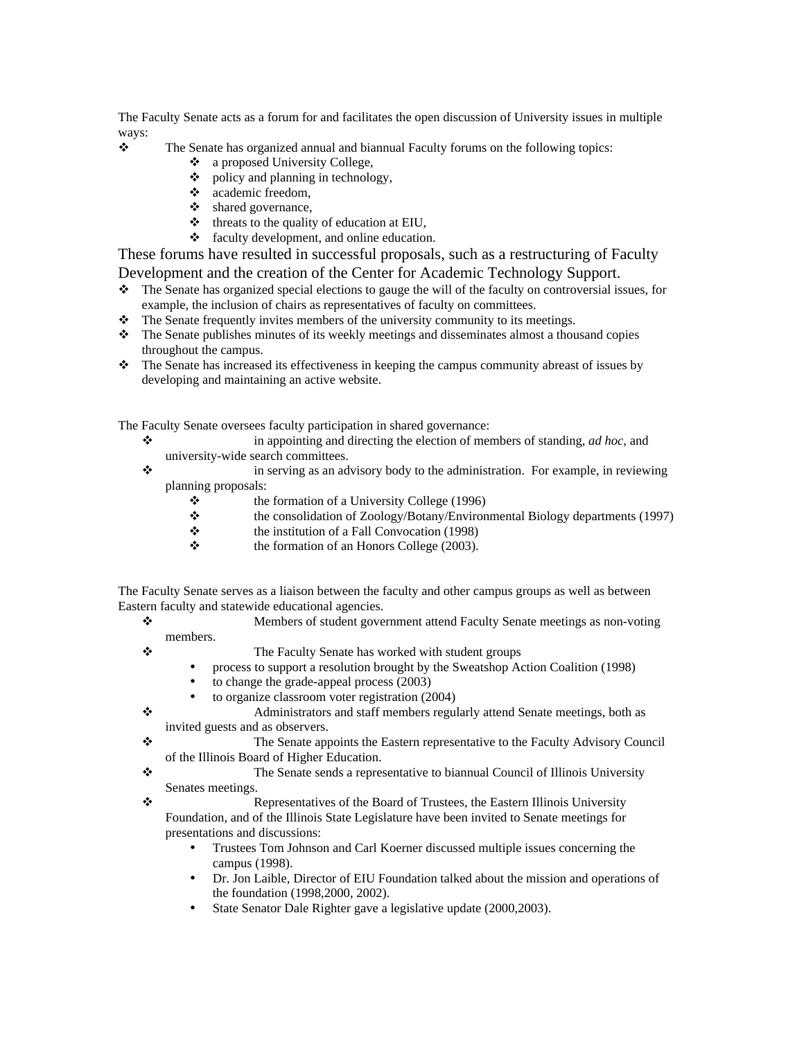The Faculty Senate acts as a forum for and facilitates the open discussion of University issues in multiple ways:

- The Senate has organized annual and biannual Faculty forums on the following topics:
  - a proposed University College,
  - policy and planning in technology,
  - academic freedom,
  - shared governance,
  - threats to the quality of education at EIU,
  - faculty development, and online education.

These forums have resulted in successful proposals, such as a restructuring of Faculty Development and the creation of the Center for Academic Technology Support.

- The Senate has organized special elections to gauge the will of the faculty on controversial issues, for example, the inclusion of chairs as representatives of faculty on committees.
- The Senate frequently invites members of the university community to its meetings.
- The Senate publishes minutes of its weekly meetings and disseminates almost a thousand copies throughout the campus.
- The Senate has increased its effectiveness in keeping the campus community abreast of issues by developing and maintaining an active website.

The Faculty Senate oversees faculty participation in shared governance:

- in appointing and directing the election of members of standing, *ad hoc*, and university-wide search committees.
- in serving as an advisory body to the administration. For example, in reviewing planning proposals:
  - the formation of a University College (1996)
  - the consolidation of Zoology/Botany/Environmental Biology departments (1997)
  - the institution of a Fall Convocation (1998)
  - the formation of an Honors College (2003).

The Faculty Senate serves as a liaison between the faculty and other campus groups as well as between Eastern faculty and statewide educational agencies.

- Members of student government attend Faculty Senate meetings as non-voting members.
- The Faculty Senate has worked with student groups
  - process to support a resolution brought by the Sweatshop Action Coalition (1998)
  - to change the grade-appeal process (2003)
  - to organize classroom voter registration (2004)
- Administrators and staff members regularly attend Senate meetings, both as invited guests and as observers.
- The Senate appoints the Eastern representative to the Faculty Advisory Council of the Illinois Board of Higher Education.
- The Senate sends a representative to biannual Council of Illinois University Senates meetings.
- Representatives of the Board of Trustees, the Eastern Illinois University Foundation, and of the Illinois State Legislature have been invited to Senate meetings for presentations and discussions:
  - Trustees Tom Johnson and Carl Koerner discussed multiple issues concerning the campus (1998).
  - Dr. Jon Laible, Director of EIU Foundation talked about the mission and operations of the foundation (1998,2000, 2002).
  - State Senator Dale Righter gave a legislative update (2000,2003).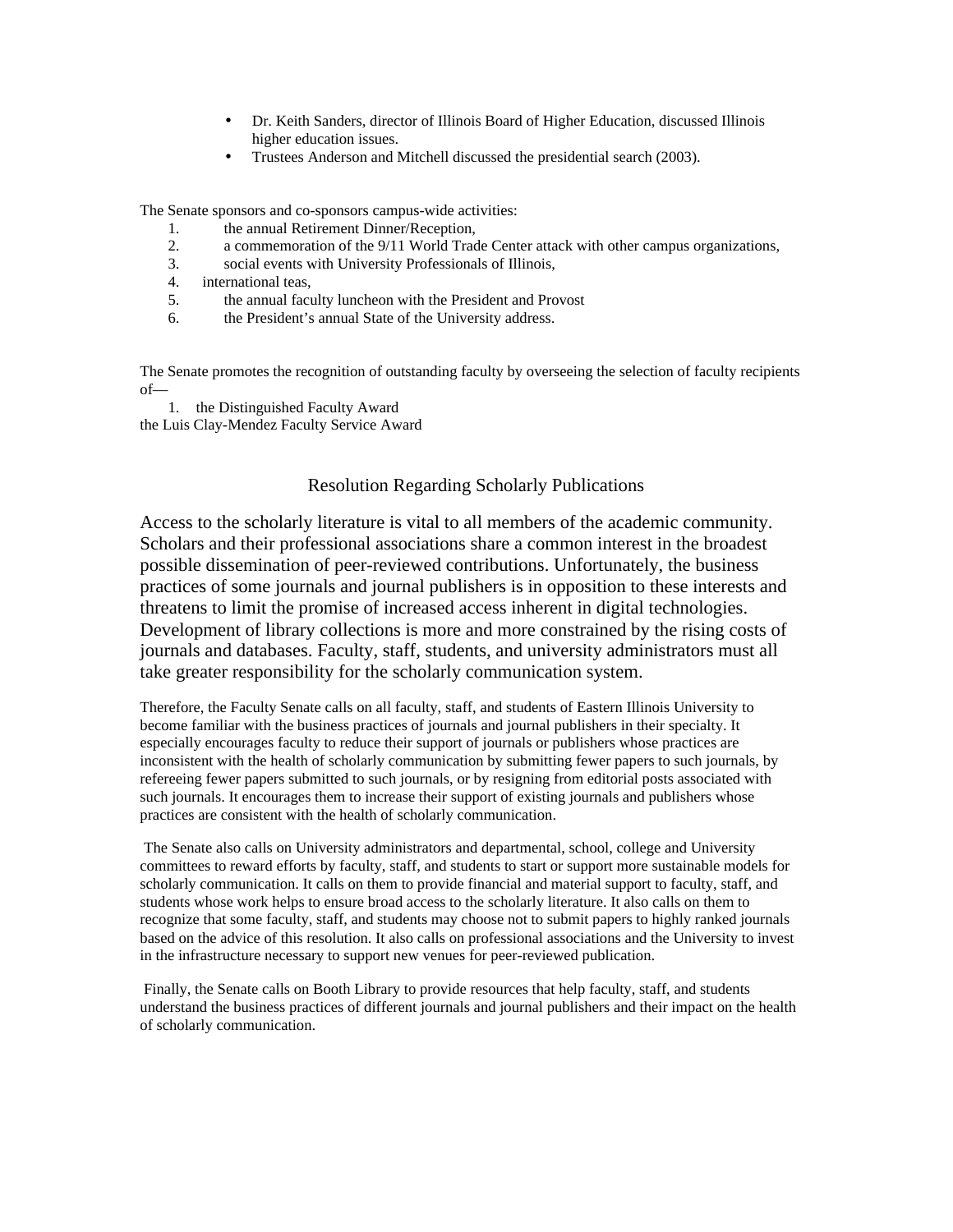- Dr. Keith Sanders, director of Illinois Board of Higher Education, discussed Illinois higher education issues.
- Trustees Anderson and Mitchell discussed the presidential search (2003).

The Senate sponsors and co-sponsors campus-wide activities:

1. the annual Retirement Dinner/Reception,
2. a commemoration of the 9/11 World Trade Center attack with other campus organizations,
3. social events with University Professionals of Illinois,
4. international teas,
5. the annual faculty luncheon with the President and Provost
6. the President's annual State of the University address.

The Senate promotes the recognition of outstanding faculty by overseeing the selection of faculty recipients of—

1. the Distinguished Faculty Award

the Luis Clay-Mendez Faculty Service Award

## Resolution Regarding Scholarly Publications

Access to the scholarly literature is vital to all members of the academic community. Scholars and their professional associations share a common interest in the broadest possible dissemination of peer-reviewed contributions. Unfortunately, the business practices of some journals and journal publishers is in opposition to these interests and threatens to limit the promise of increased access inherent in digital technologies. Development of library collections is more and more constrained by the rising costs of journals and databases. Faculty, staff, students, and university administrators must all take greater responsibility for the scholarly communication system.

Therefore, the Faculty Senate calls on all faculty, staff, and students of Eastern Illinois University to become familiar with the business practices of journals and journal publishers in their specialty. It especially encourages faculty to reduce their support of journals or publishers whose practices are inconsistent with the health of scholarly communication by submitting fewer papers to such journals, by refereeing fewer papers submitted to such journals, or by resigning from editorial posts associated with such journals. It encourages them to increase their support of existing journals and publishers whose practices are consistent with the health of scholarly communication.

The Senate also calls on University administrators and departmental, school, college and University committees to reward efforts by faculty, staff, and students to start or support more sustainable models for scholarly communication. It calls on them to provide financial and material support to faculty, staff, and students whose work helps to ensure broad access to the scholarly literature. It also calls on them to recognize that some faculty, staff, and students may choose not to submit papers to highly ranked journals based on the advice of this resolution. It also calls on professional associations and the University to invest in the infrastructure necessary to support new venues for peer-reviewed publication.

Finally, the Senate calls on Booth Library to provide resources that help faculty, staff, and students understand the business practices of different journals and journal publishers and their impact on the health of scholarly communication.